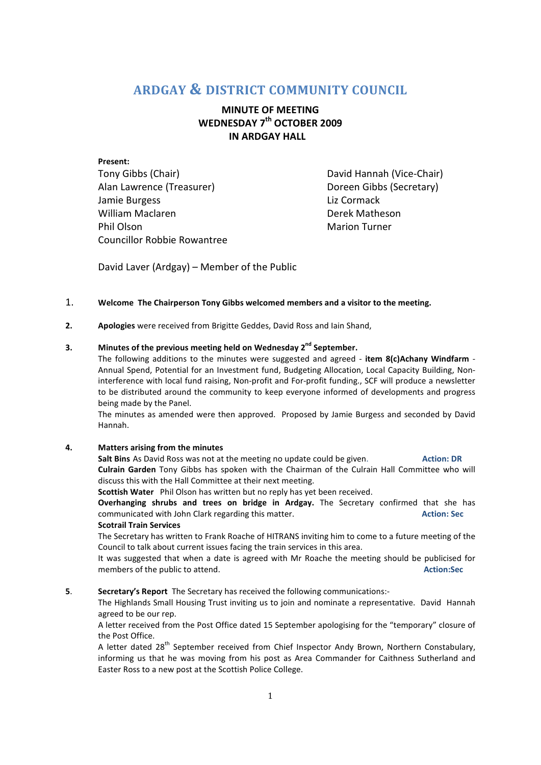# ARDGAY & DISTRICT COMMUNITY COUNCIL

## MINUTE OF MEETING
## WEDNESDAY 7th OCTOBER 2009
## IN ARDGAY HALL

**Present:**

Tony Gibbs (Chair)
David Hannah (Vice-Chair)
Alan Lawrence (Treasurer)
Doreen Gibbs (Secretary)
Jamie Burgess
Liz Cormack
William Maclaren
Derek Matheson
Phil Olson
Marion Turner
Councillor Robbie Rowantree

David Laver (Ardgay) – Member of the Public

1. **Welcome The Chairperson Tony Gibbs welcomed members and a visitor to the meeting.**

2. **Apologies** were received from Brigitte Geddes, David Ross and Iain Shand,

3. **Minutes of the previous meeting held on Wednesday 2nd September.**
   The following additions to the minutes were suggested and agreed - **item 8(c)Achany Windfarm** - Annual Spend, Potential for an Investment fund, Budgeting Allocation, Local Capacity Building, Non-interference with local fund raising, Non-profit and For-profit funding., SCF will produce a newsletter to be distributed around the community to keep everyone informed of developments and progress being made by the Panel.
   The minutes as amended were then approved. Proposed by Jamie Burgess and seconded by David Hannah.

4. **Matters arising from the minutes**
   **Salt Bins** As David Ross was not at the meeting no update could be given. **Action: DR**
   **Culrain Garden** Tony Gibbs has spoken with the Chairman of the Culrain Hall Committee who will discuss this with the Hall Committee at their next meeting.
   **Scottish Water** Phil Olson has written but no reply has yet been received.
   **Overhanging shrubs and trees on bridge in Ardgay.** The Secretary confirmed that she has communicated with John Clark regarding this matter. **Action: Sec**
   **Scotrail Train Services**
   The Secretary has written to Frank Roache of HITRANS inviting him to come to a future meeting of the Council to talk about current issues facing the train services in this area.
   It was suggested that when a date is agreed with Mr Roache the meeting should be publicised for members of the public to attend. **Action:Sec**

5. **Secretary's Report** The Secretary has received the following communications:-
   The Highlands Small Housing Trust inviting us to join and nominate a representative. David Hannah agreed to be our rep.
   A letter received from the Post Office dated 15 September apologising for the "temporary" closure of the Post Office.
   A letter dated 28th September received from Chief Inspector Andy Brown, Northern Constabulary, informing us that he was moving from his post as Area Commander for Caithness Sutherland and Easter Ross to a new post at the Scottish Police College.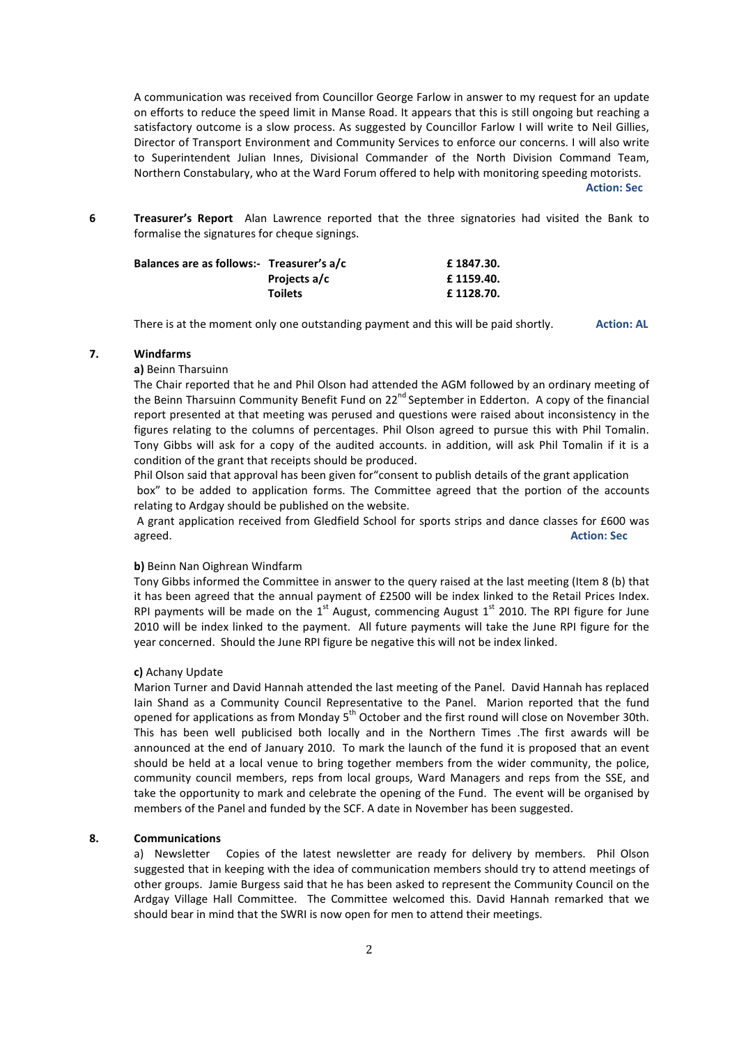A communication was received from Councillor George Farlow in answer to my request for an update on efforts to reduce the speed limit in Manse Road. It appears that this is still ongoing but reaching a satisfactory outcome is a slow process. As suggested by Councillor Farlow I will write to Neil Gillies, Director of Transport Environment and Community Services to enforce our concerns. I will also write to Superintendent Julian Innes, Divisional Commander of the North Division Command Team, Northern Constabulary, who at the Ward Forum offered to help with monitoring speeding motorists.

**Action: Sec**

**6 Treasurer's Report** Alan Lawrence reported that the three signatories had visited the Bank to formalise the signatures for cheque signings.

| Balances are as follows:- | | |
|---|---|---|
| | **Treasurer's a/c** | **£ 1847.30.** |
| | **Projects a/c** | **£ 1159.40.** |
| | **Toilets** | **£ 1128.70.** |

There is at the moment only one outstanding payment and this will be paid shortly. **Action: AL**

**7. Windfarms**

**a)** Beinn Tharsuinn

The Chair reported that he and Phil Olson had attended the AGM followed by an ordinary meeting of the Beinn Tharsuinn Community Benefit Fund on 22[nd] September in Edderton. A copy of the financial report presented at that meeting was perused and questions were raised about inconsistency in the figures relating to the columns of percentages. Phil Olson agreed to pursue this with Phil Tomalin. Tony Gibbs will ask for a copy of the audited accounts. in addition, will ask Phil Tomalin if it is a condition of the grant that receipts should be produced.

Phil Olson said that approval has been given for"consent to publish details of the grant application box" to be added to application forms. The Committee agreed that the portion of the accounts relating to Ardgay should be published on the website.

A grant application received from Gledfield School for sports strips and dance classes for £600 was agreed. **Action: Sec**

**b)** Beinn Nan Oighrean Windfarm

Tony Gibbs informed the Committee in answer to the query raised at the last meeting (Item 8 (b) that it has been agreed that the annual payment of £2500 will be index linked to the Retail Prices Index. RPI payments will be made on the 1[st] August, commencing August 1[st] 2010. The RPI figure for June 2010 will be index linked to the payment. All future payments will take the June RPI figure for the year concerned. Should the June RPI figure be negative this will not be index linked.

**c)** Achany Update

Marion Turner and David Hannah attended the last meeting of the Panel. David Hannah has replaced Iain Shand as a Community Council Representative to the Panel. Marion reported that the fund opened for applications as from Monday 5[th] October and the first round will close on November 30th. This has been well publicised both locally and in the Northern Times .The first awards will be announced at the end of January 2010. To mark the launch of the fund it is proposed that an event should be held at a local venue to bring together members from the wider community, the police, community council members, reps from local groups, Ward Managers and reps from the SSE, and take the opportunity to mark and celebrate the opening of the Fund. The event will be organised by members of the Panel and funded by the SCF. A date in November has been suggested.

**8. Communications**

a) Newsletter Copies of the latest newsletter are ready for delivery by members. Phil Olson suggested that in keeping with the idea of communication members should try to attend meetings of other groups. Jamie Burgess said that he has been asked to represent the Community Council on the Ardgay Village Hall Committee. The Committee welcomed this. David Hannah remarked that we should bear in mind that the SWRI is now open for men to attend their meetings.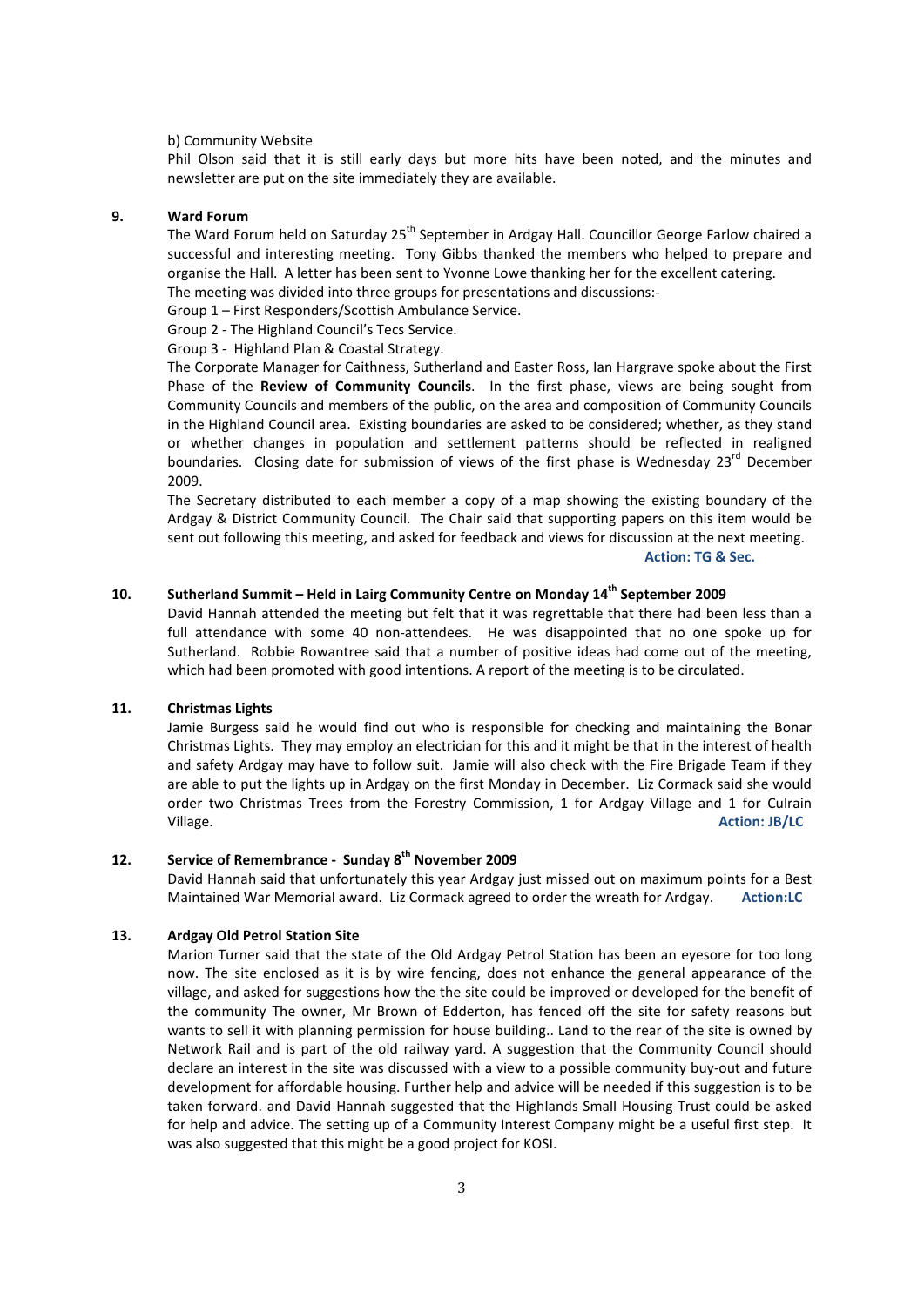b) Community Website

Phil Olson said that it is still early days but more hits have been noted, and the minutes and newsletter are put on the site immediately they are available.

**9. Ward Forum**

The Ward Forum held on Saturday 25th September in Ardgay Hall. Councillor George Farlow chaired a successful and interesting meeting. Tony Gibbs thanked the members who helped to prepare and organise the Hall. A letter has been sent to Yvonne Lowe thanking her for the excellent catering.

The meeting was divided into three groups for presentations and discussions:-

Group 1 – First Responders/Scottish Ambulance Service.

Group 2 - The Highland Council's Tecs Service.

Group 3 - Highland Plan & Coastal Strategy.

The Corporate Manager for Caithness, Sutherland and Easter Ross, Ian Hargrave spoke about the First Phase of the **Review of Community Councils**. In the first phase, views are being sought from Community Councils and members of the public, on the area and composition of Community Councils in the Highland Council area. Existing boundaries are asked to be considered; whether, as they stand or whether changes in population and settlement patterns should be reflected in realigned boundaries. Closing date for submission of views of the first phase is Wednesday 23rd December 2009.

The Secretary distributed to each member a copy of a map showing the existing boundary of the Ardgay & District Community Council. The Chair said that supporting papers on this item would be sent out following this meeting, and asked for feedback and views for discussion at the next meeting.

**Action: TG & Sec.**

**10. Sutherland Summit – Held in Lairg Community Centre on Monday 14th September 2009**

David Hannah attended the meeting but felt that it was regrettable that there had been less than a full attendance with some 40 non-attendees. He was disappointed that no one spoke up for Sutherland. Robbie Rowantree said that a number of positive ideas had come out of the meeting, which had been promoted with good intentions. A report of the meeting is to be circulated.

**11. Christmas Lights**

Jamie Burgess said he would find out who is responsible for checking and maintaining the Bonar Christmas Lights. They may employ an electrician for this and it might be that in the interest of health and safety Ardgay may have to follow suit. Jamie will also check with the Fire Brigade Team if they are able to put the lights up in Ardgay on the first Monday in December. Liz Cormack said she would order two Christmas Trees from the Forestry Commission, 1 for Ardgay Village and 1 for Culrain Village. **Action: JB/LC**

**12. Service of Remembrance - Sunday 8th November 2009**

David Hannah said that unfortunately this year Ardgay just missed out on maximum points for a Best Maintained War Memorial award. Liz Cormack agreed to order the wreath for Ardgay. **Action:LC**

**13. Ardgay Old Petrol Station Site**

Marion Turner said that the state of the Old Ardgay Petrol Station has been an eyesore for too long now. The site enclosed as it is by wire fencing, does not enhance the general appearance of the village, and asked for suggestions how the the site could be improved or developed for the benefit of the community The owner, Mr Brown of Edderton, has fenced off the site for safety reasons but wants to sell it with planning permission for house building.. Land to the rear of the site is owned by Network Rail and is part of the old railway yard. A suggestion that the Community Council should declare an interest in the site was discussed with a view to a possible community buy-out and future development for affordable housing. Further help and advice will be needed if this suggestion is to be taken forward. and David Hannah suggested that the Highlands Small Housing Trust could be asked for help and advice. The setting up of a Community Interest Company might be a useful first step. It was also suggested that this might be a good project for KOSI.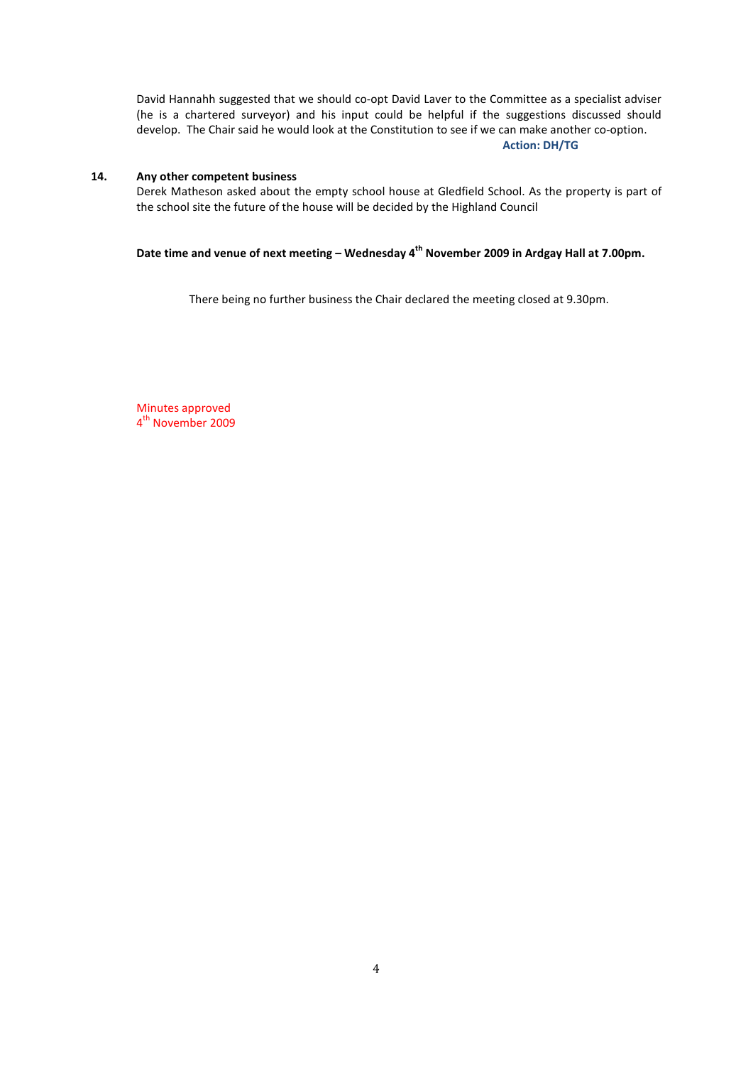David Hannahh suggested that we should co-opt David Laver to the Committee as a specialist adviser (he is a chartered surveyor) and his input could be helpful if the suggestions discussed should develop. The Chair said he would look at the Constitution to see if we can make another co-option.

**Action: DH/TG**

**14. Any other competent business**

Derek Matheson asked about the empty school house at Gledfield School. As the property is part of the school site the future of the house will be decided by the Highland Council

**Date time and venue of next meeting – Wednesday 4th November 2009 in Ardgay Hall at 7.00pm.**

There being no further business the Chair declared the meeting closed at 9.30pm.

Minutes approved
4th November 2009